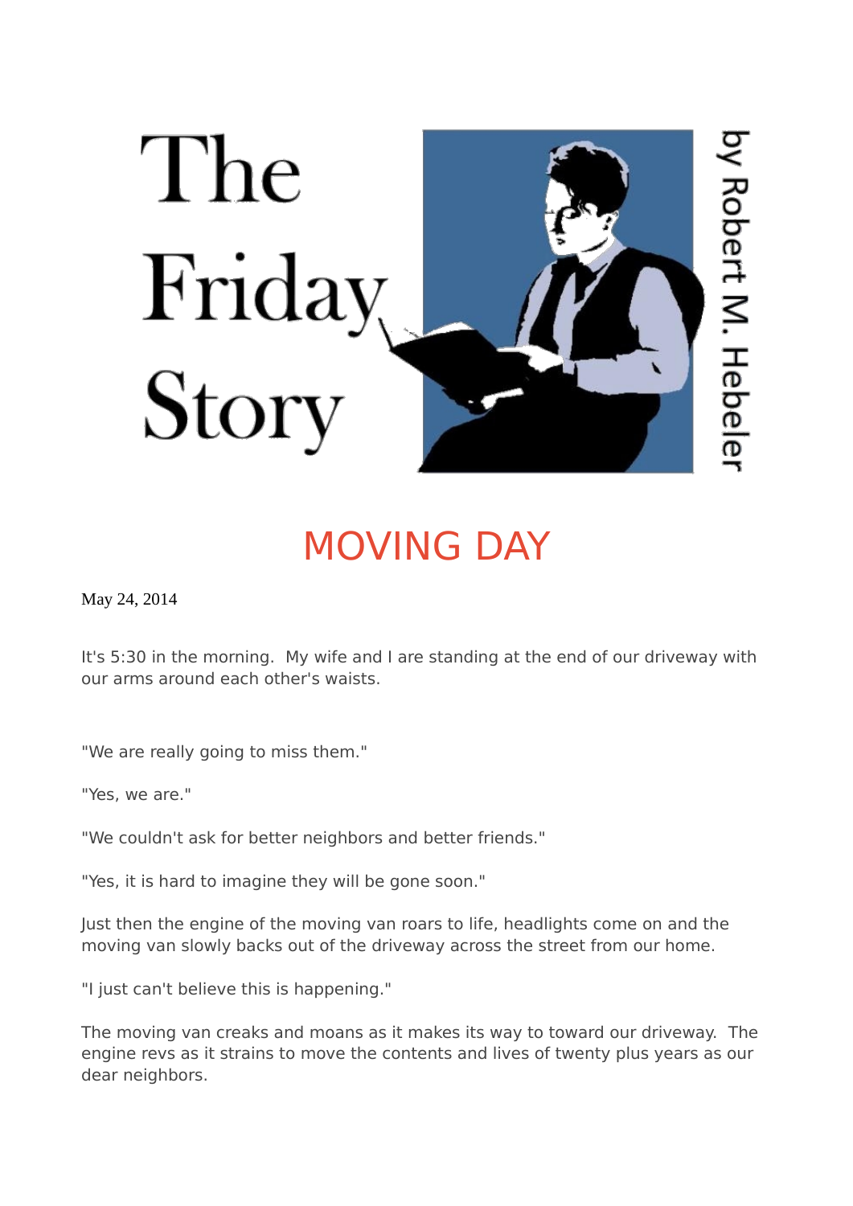# The Friday Story

by Robert M. Hebeler

## MOVING DAY

May 24, 2014

It's 5:30 in the morning.  My wife and I are standing at the end of our driveway with our arms around each other's waists.

"We are really going to miss them."

"Yes, we are."

"We couldn't ask for better neighbors and better friends."

"Yes, it is hard to imagine they will be gone soon."

Just then the engine of the moving van roars to life, headlights come on and the moving van slowly backs out of the driveway across the street from our home.

"I just can't believe this is happening."

The moving van creaks and moans as it makes its way to toward our driveway.  The engine revs as it strains to move the contents and lives of twenty plus years as our dear neighbors.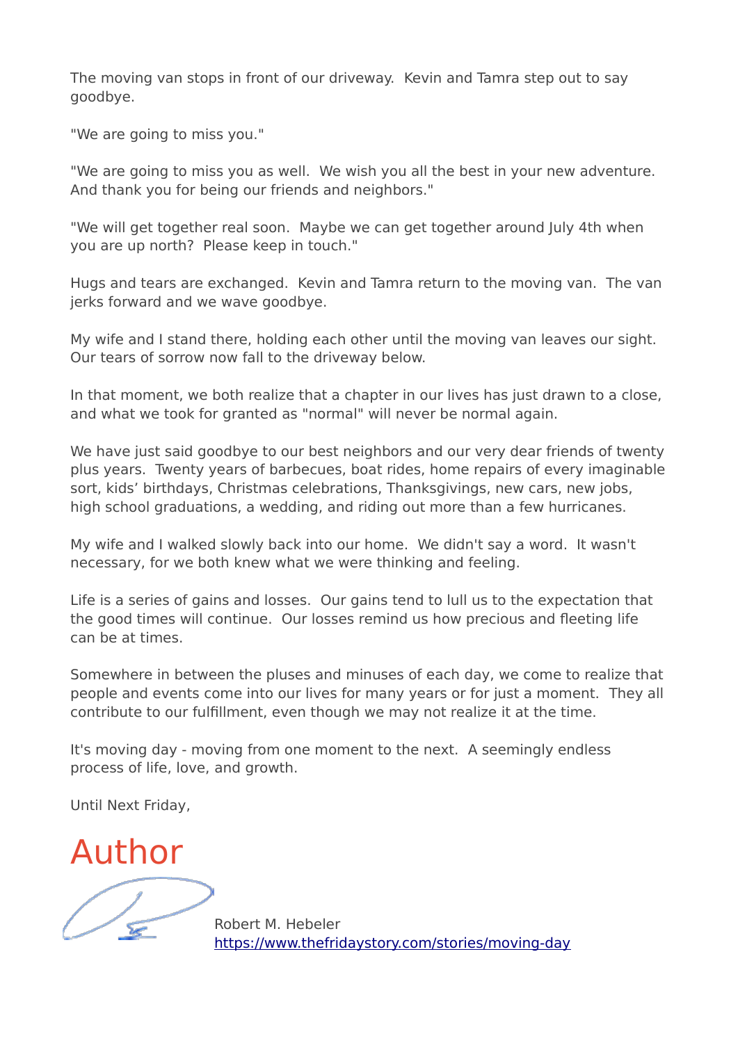The moving van stops in front of our driveway.  Kevin and Tamra step out to say goodbye.

"We are going to miss you."

"We are going to miss you as well.  We wish you all the best in your new adventure.  And thank you for being our friends and neighbors."

"We will get together real soon.  Maybe we can get together around July 4th when you are up north?  Please keep in touch."

Hugs and tears are exchanged.  Kevin and Tamra return to the moving van.  The van jerks forward and we wave goodbye.

My wife and I stand there, holding each other until the moving van leaves our sight.  Our tears of sorrow now fall to the driveway below.

In that moment, we both realize that a chapter in our lives has just drawn to a close, and what we took for granted as "normal" will never be normal again.

We have just said goodbye to our best neighbors and our very dear friends of twenty plus years.  Twenty years of barbecues, boat rides, home repairs of every imaginable sort, kids' birthdays, Christmas celebrations, Thanksgivings, new cars, new jobs, high school graduations, a wedding, and riding out more than a few hurricanes.

My wife and I walked slowly back into our home.  We didn't say a word.  It wasn't necessary, for we both knew what we were thinking and feeling.

Life is a series of gains and losses.  Our gains tend to lull us to the expectation that the good times will continue.  Our losses remind us how precious and fleeting life can be at times.

Somewhere in between the pluses and minuses of each day, we come to realize that people and events come into our lives for many years or for just a moment.  They all contribute to our fulfillment, even though we may not realize it at the time.

It's moving day - moving from one moment to the next.  A seemingly endless process of life, love, and growth.

Until Next Friday,

## Author

Robert M. Hebeler
https://www.thefridaystory.com/stories/moving-day